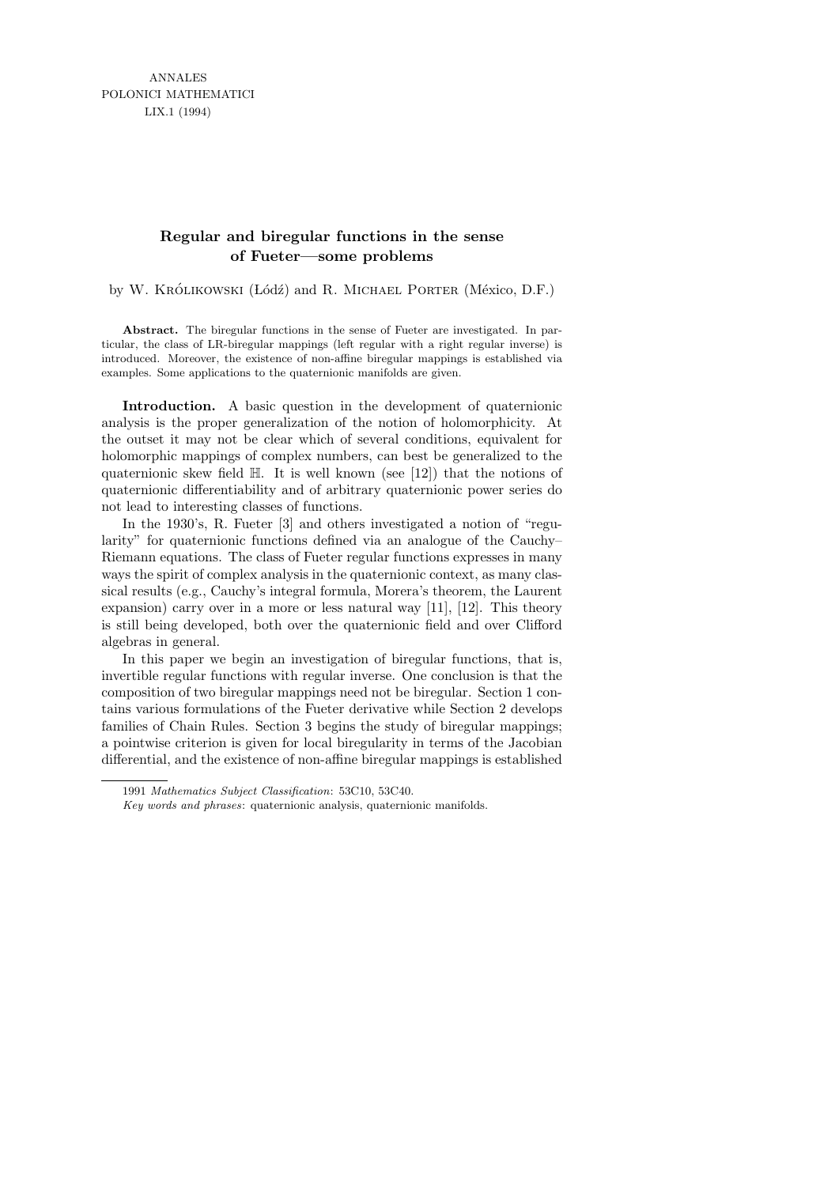ANNALES
POLONICI MATHEMATICI
LIX.1 (1994)

# Regular and biregular functions in the sense of Fueter—some problems

by W. Królikowski (Łódź) and R. Michael Porter (México, D.F.)

**Abstract.** The biregular functions in the sense of Fueter are investigated. In particular, the class of LR-biregular mappings (left regular with a right regular inverse) is introduced. Moreover, the existence of non-affine biregular mappings is established via examples. Some applications to the quaternionic manifolds are given.

**Introduction.** A basic question in the development of quaternionic analysis is the proper generalization of the notion of holomorphicity. At the outset it may not be clear which of several conditions, equivalent for holomorphic mappings of complex numbers, can best be generalized to the quaternionic skew field $\mathbb{H}$. It is well known (see [12]) that the notions of quaternionic differentiability and of arbitrary quaternionic power series do not lead to interesting classes of functions.

In the 1930's, R. Fueter [3] and others investigated a notion of "regularity" for quaternionic functions defined via an analogue of the Cauchy–Riemann equations. The class of Fueter regular functions expresses in many ways the spirit of complex analysis in the quaternionic context, as many classical results (e.g., Cauchy's integral formula, Morera's theorem, the Laurent expansion) carry over in a more or less natural way [11], [12]. This theory is still being developed, both over the quaternionic field and over Clifford algebras in general.

In this paper we begin an investigation of biregular functions, that is, invertible regular functions with regular inverse. One conclusion is that the composition of two biregular mappings need not be biregular. Section 1 contains various formulations of the Fueter derivative while Section 2 develops families of Chain Rules. Section 3 begins the study of biregular mappings; a pointwise criterion is given for local biregularity in terms of the Jacobian differential, and the existence of non-affine biregular mappings is established

1991 *Mathematics Subject Classification*: 53C10, 53C40.

*Key words and phrases*: quaternionic analysis, quaternionic manifolds.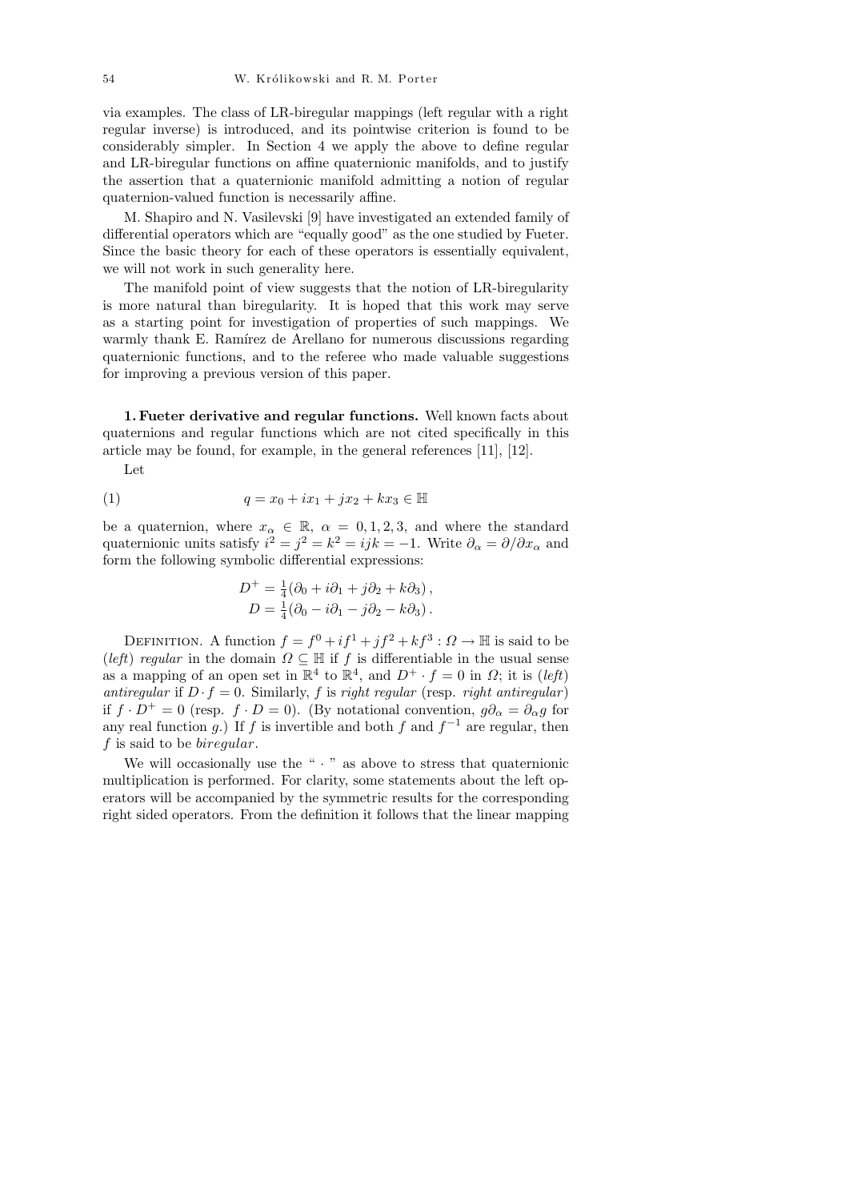via examples. The class of LR-biregular mappings (left regular with a right regular inverse) is introduced, and its pointwise criterion is found to be considerably simpler. In Section 4 we apply the above to define regular and LR-biregular functions on affine quaternionic manifolds, and to justify the assertion that a quaternionic manifold admitting a notion of regular quaternion-valued function is necessarily affine.

M. Shapiro and N. Vasilevski [9] have investigated an extended family of differential operators which are "equally good" as the one studied by Fueter. Since the basic theory for each of these operators is essentially equivalent, we will not work in such generality here.

The manifold point of view suggests that the notion of LR-biregularity is more natural than biregularity. It is hoped that this work may serve as a starting point for investigation of properties of such mappings. We warmly thank E. Ramírez de Arellano for numerous discussions regarding quaternionic functions, and to the referee who made valuable suggestions for improving a previous version of this paper.

**1. Fueter derivative and regular functions.** Well known facts about quaternions and regular functions which are not cited specifically in this article may be found, for example, in the general references [11], [12].

Let

$$q = x_0 + ix_1 + jx_2 + kx_3 \in \mathbb{H} \tag{1}$$

be a quaternion, where $x_\alpha \in \mathbb{R}$, $\alpha = 0, 1, 2, 3$, and where the standard quaternionic units satisfy $i^2 = j^2 = k^2 = ijk = -1$. Write $\partial_\alpha = \partial/\partial x_\alpha$ and form the following symbolic differential expressions:

$$D^+ = \tfrac{1}{4}(\partial_0 + i\partial_1 + j\partial_2 + k\partial_3)\,,$$
$$D = \tfrac{1}{4}(\partial_0 - i\partial_1 - j\partial_2 - k\partial_3)\,.$$

Definition. A function $f = f^0 + if^1 + jf^2 + kf^3 : \Omega \to \mathbb{H}$ is said to be (*left*) *regular* in the domain $\Omega \subseteq \mathbb{H}$ if $f$ is differentiable in the usual sense as a mapping of an open set in $\mathbb{R}^4$ to $\mathbb{R}^4$, and $D^+ \cdot f = 0$ in $\Omega$; it is (*left*) *antiregular* if $D \cdot f = 0$. Similarly, $f$ is *right regular* (resp. *right antiregular*) if $f \cdot D^+ = 0$ (resp. $f \cdot D = 0$). (By notational convention, $g\partial_\alpha = \partial_\alpha g$ for any real function $g$.) If $f$ is invertible and both $f$ and $f^{-1}$ are regular, then $f$ is said to be *biregular*.

We will occasionally use the " $\cdot$ " as above to stress that quaternionic multiplication is performed. For clarity, some statements about the left operators will be accompanied by the symmetric results for the corresponding right sided operators. From the definition it follows that the linear mapping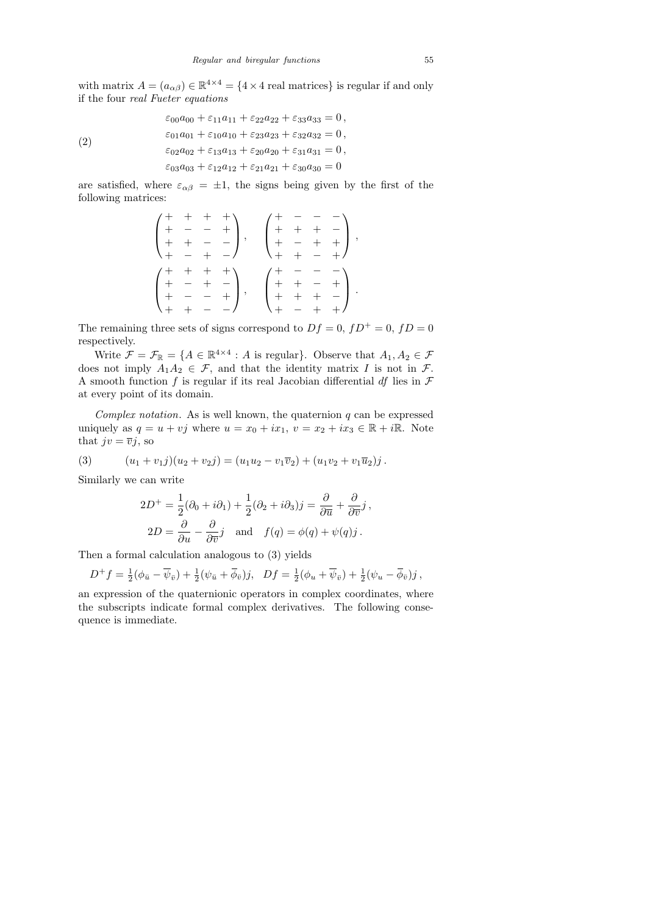with matrix $A = (a_{\alpha\beta}) \in \mathbb{R}^{4\times 4} = \{4 \times 4 \text{ real matrices}\}$ is regular if and only if the four *real Fueter equations*

$$
\begin{aligned}
&\varepsilon_{00}a_{00} + \varepsilon_{11}a_{11} + \varepsilon_{22}a_{22} + \varepsilon_{33}a_{33} = 0\,,\\
&\varepsilon_{01}a_{01} + \varepsilon_{10}a_{10} + \varepsilon_{23}a_{23} + \varepsilon_{32}a_{32} = 0\,,\\
&\varepsilon_{02}a_{02} + \varepsilon_{13}a_{13} + \varepsilon_{20}a_{20} + \varepsilon_{31}a_{31} = 0\,,\\
&\varepsilon_{03}a_{03} + \varepsilon_{12}a_{12} + \varepsilon_{21}a_{21} + \varepsilon_{30}a_{30} = 0
\end{aligned}
\tag{2}
$$

are satisfied, where $\varepsilon_{\alpha\beta} = \pm 1$, the signs being given by the first of the following matrices:

$$
\begin{pmatrix} + & + & + & + \\ + & - & - & + \\ + & + & - & - \\ + & - & + & - \end{pmatrix}, \quad
\begin{pmatrix} + & - & - & - \\ + & + & + & - \\ + & - & + & + \\ + & + & - & + \end{pmatrix},
$$

$$
\begin{pmatrix} + & + & + & + \\ + & - & + & - \\ + & - & - & + \\ + & + & - & - \end{pmatrix}, \quad
\begin{pmatrix} + & - & - & - \\ + & + & - & + \\ + & + & + & - \\ + & - & + & + \end{pmatrix}.
$$

The remaining three sets of signs correspond to $Df = 0$, $fD^+ = 0$, $fD = 0$ respectively.

Write $\mathcal{F} = \mathcal{F}_{\mathbb{R}} = \{A \in \mathbb{R}^{4\times 4} : A \text{ is regular}\}$. Observe that $A_1, A_2 \in \mathcal{F}$ does not imply $A_1A_2 \in \mathcal{F}$, and that the identity matrix $I$ is not in $\mathcal{F}$. A smooth function $f$ is regular if its real Jacobian differential $df$ lies in $\mathcal{F}$ at every point of its domain.

*Complex notation.* As is well known, the quaternion $q$ can be expressed uniquely as $q = u + vj$ where $u = x_0 + ix_1$, $v = x_2 + ix_3 \in \mathbb{R} + i\mathbb{R}$. Note that $jv = \overline{v}j$, so

$$
(u_1 + v_1 j)(u_2 + v_2 j) = (u_1u_2 - v_1\overline{v}_2) + (u_1v_2 + v_1\overline{u}_2)j\,. \tag{3}
$$

Similarly we can write

$$
2D^+ = \frac{1}{2}(\partial_0 + i\partial_1) + \frac{1}{2}(\partial_2 + i\partial_3)j = \frac{\partial}{\partial\overline{u}} + \frac{\partial}{\partial\overline{v}}j\,,
$$

$$
2D = \frac{\partial}{\partial u} - \frac{\partial}{\partial\overline{v}}j \quad \text{and} \quad f(q) = \phi(q) + \psi(q)j\,.
$$

Then a formal calculation analogous to (3) yields

$$
D^+f = \tfrac{1}{2}(\phi_{\bar{u}} - \overline{\psi}_{\bar{v}}) + \tfrac{1}{2}(\psi_{\bar{u}} + \overline{\phi}_{\bar{v}})j, \quad Df = \tfrac{1}{2}(\phi_u + \overline{\psi}_{\bar{v}}) + \tfrac{1}{2}(\psi_u - \overline{\phi}_{\bar{v}})j\,,
$$

an expression of the quaternionic operators in complex coordinates, where the subscripts indicate formal complex derivatives. The following consequence is immediate.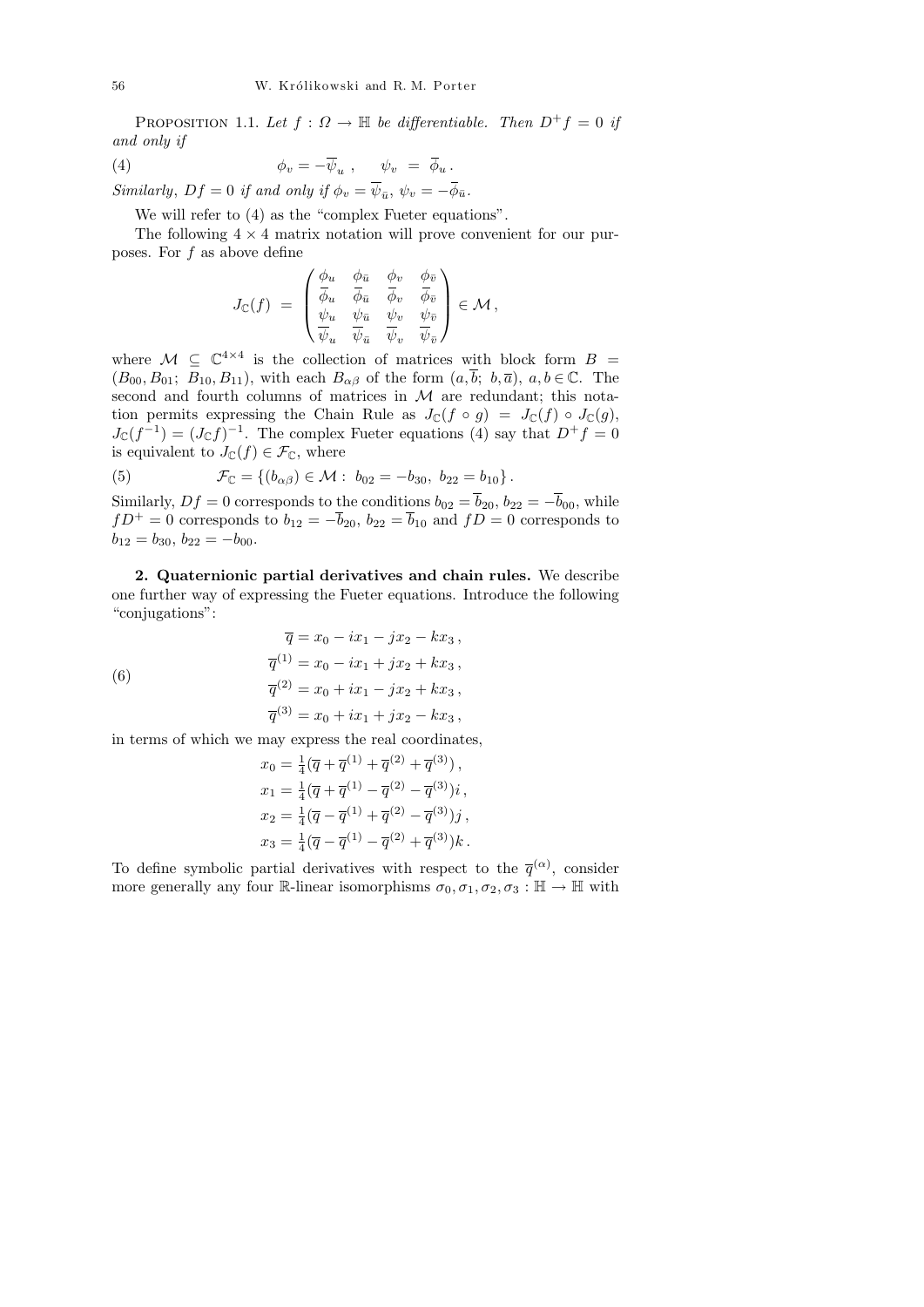Proposition 1.1. *Let $f : \Omega \to \mathbb{H}$ be differentiable. Then $D^+f = 0$ if and only if*

$$\phi_v = -\overline{\psi}_u\,, \qquad \psi_v \;=\; \overline{\phi}_u\,. \tag{4}$$

*Similarly, $Df = 0$ if and only if $\phi_v = \overline{\psi}_{\bar u}$, $\psi_v = -\overline{\phi}_{\bar u}$.*

We will refer to (4) as the "complex Fueter equations".

The following $4\times 4$ matrix notation will prove convenient for our purposes. For $f$ as above define

$$J_{\mathbb{C}}(f) \;=\; \begin{pmatrix} \phi_u & \phi_{\bar u} & \phi_v & \phi_{\bar v} \\ \overline{\phi}_u & \overline{\phi}_{\bar u} & \overline{\phi}_v & \overline{\phi}_{\bar v} \\ \psi_u & \psi_{\bar u} & \psi_v & \psi_{\bar v} \\ \overline{\psi}_u & \overline{\psi}_{\bar u} & \overline{\psi}_v & \overline{\psi}_{\bar v} \end{pmatrix} \in \mathcal{M}\,,$$

where $\mathcal{M} \subseteq \mathbb{C}^{4\times 4}$ is the collection of matrices with block form $B = (B_{00}, B_{01};\ B_{10}, B_{11})$, with each $B_{\alpha\beta}$ of the form $(a, \overline{b};\ b, \overline{a})$, $a, b \in \mathbb{C}$. The second and fourth columns of matrices in $\mathcal{M}$ are redundant; this notation permits expressing the Chain Rule as $J_{\mathbb{C}}(f\circ g) = J_{\mathbb{C}}(f)\circ J_{\mathbb{C}}(g)$, $J_{\mathbb{C}}(f^{-1}) = (J_{\mathbb{C}}f)^{-1}$. The complex Fueter equations (4) say that $D^+f = 0$ is equivalent to $J_{\mathbb{C}}(f) \in \mathcal{F}_{\mathbb{C}}$, where

$$\mathcal{F}_{\mathbb{C}} = \{(b_{\alpha\beta}) \in \mathcal{M} :\ b_{02} = -b_{30},\ b_{22} = b_{10}\}\,. \tag{5}$$

Similarly, $Df = 0$ corresponds to the conditions $b_{02} = \overline{b}_{20}$, $b_{22} = -\overline{b}_{00}$, while $fD^+ = 0$ corresponds to $b_{12} = -\overline{b}_{20}$, $b_{22} = \overline{b}_{10}$ and $fD = 0$ corresponds to $b_{12} = b_{30}$, $b_{22} = -b_{00}$.

**2. Quaternionic partial derivatives and chain rules.** We describe one further way of expressing the Fueter equations. Introduce the following "conjugations":

$$\begin{aligned} \overline{q} &= x_0 - ix_1 - jx_2 - kx_3\,,\\ \overline{q}^{(1)} &= x_0 - ix_1 + jx_2 + kx_3\,,\\ \overline{q}^{(2)} &= x_0 + ix_1 - jx_2 + kx_3\,,\\ \overline{q}^{(3)} &= x_0 + ix_1 + jx_2 - kx_3\,, \end{aligned} \tag{6}$$

in terms of which we may express the real coordinates,

$$\begin{aligned} x_0 &= \tfrac14(\overline{q} + \overline{q}^{(1)} + \overline{q}^{(2)} + \overline{q}^{(3)})\,,\\ x_1 &= \tfrac14(\overline{q} + \overline{q}^{(1)} - \overline{q}^{(2)} - \overline{q}^{(3)})i\,,\\ x_2 &= \tfrac14(\overline{q} - \overline{q}^{(1)} + \overline{q}^{(2)} - \overline{q}^{(3)})j\,,\\ x_3 &= \tfrac14(\overline{q} - \overline{q}^{(1)} - \overline{q}^{(2)} + \overline{q}^{(3)})k\,. \end{aligned}$$

To define symbolic partial derivatives with respect to the $\overline{q}^{(\alpha)}$, consider more generally any four $\mathbb{R}$-linear isomorphisms $\sigma_0, \sigma_1, \sigma_2, \sigma_3 : \mathbb{H} \to \mathbb{H}$ with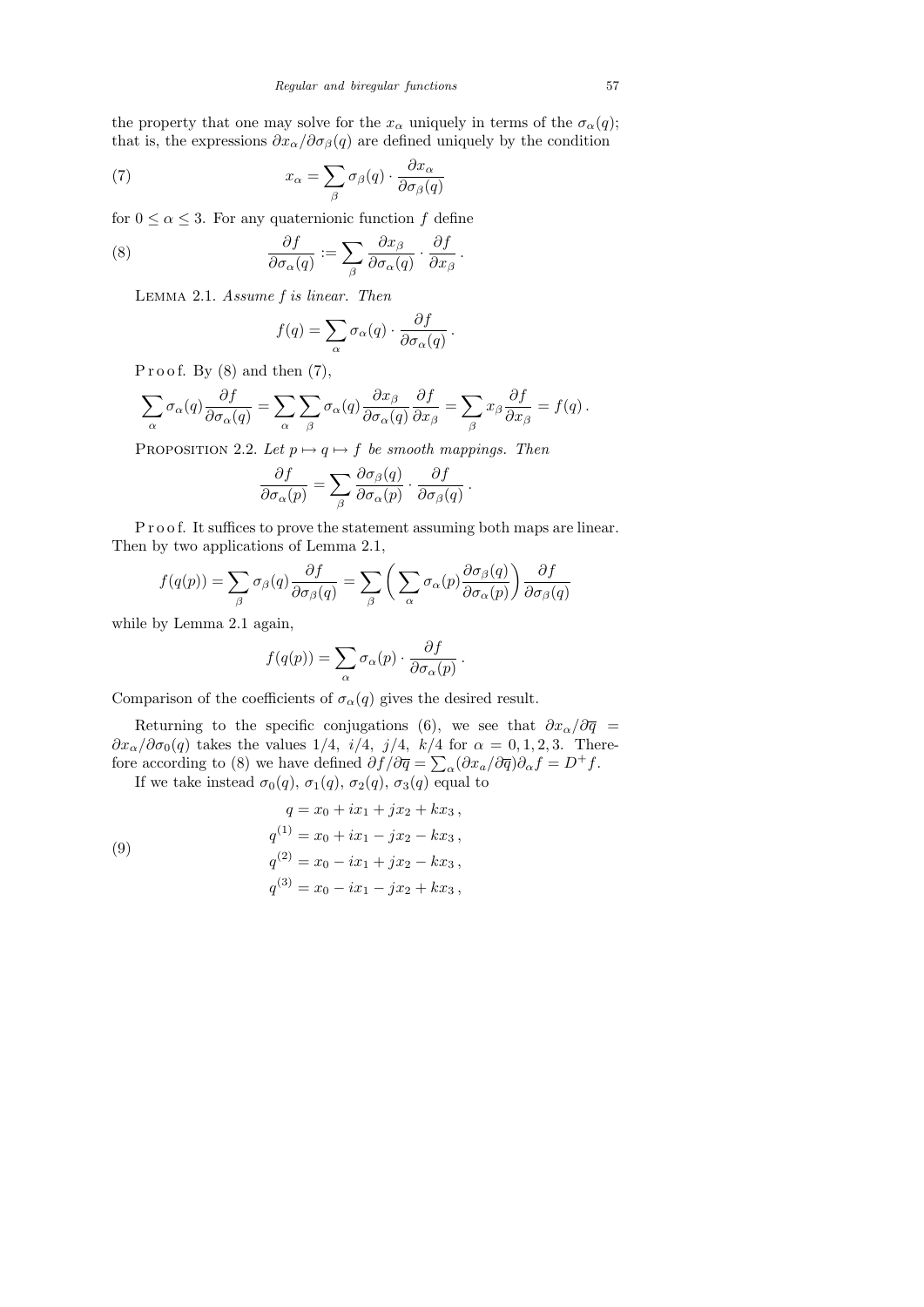the property that one may solve for the $x_\alpha$ uniquely in terms of the $\sigma_\alpha(q)$; that is, the expressions $\partial x_\alpha/\partial\sigma_\beta(q)$ are defined uniquely by the condition

$$x_\alpha = \sum_\beta \sigma_\beta(q)\cdot\frac{\partial x_\alpha}{\partial\sigma_\beta(q)} \tag{7}$$

for $0 \le \alpha \le 3$. For any quaternionic function $f$ define

$$\frac{\partial f}{\partial\sigma_\alpha(q)} := \sum_\beta \frac{\partial x_\beta}{\partial\sigma_\alpha(q)}\cdot\frac{\partial f}{\partial x_\beta}\,. \tag{8}$$

Lemma 2.1. *Assume $f$ is linear. Then*

$$f(q) = \sum_\alpha \sigma_\alpha(q)\cdot\frac{\partial f}{\partial\sigma_\alpha(q)}\,.$$

Proof. By (8) and then (7),

$$\sum_\alpha \sigma_\alpha(q)\frac{\partial f}{\partial\sigma_\alpha(q)} = \sum_\alpha\sum_\beta \sigma_\alpha(q)\frac{\partial x_\beta}{\partial\sigma_\alpha(q)}\frac{\partial f}{\partial x_\beta} = \sum_\beta x_\beta\frac{\partial f}{\partial x_\beta} = f(q)\,.$$

Proposition 2.2. *Let $p\mapsto q\mapsto f$ be smooth mappings. Then*

$$\frac{\partial f}{\partial\sigma_\alpha(p)} = \sum_\beta \frac{\partial\sigma_\beta(q)}{\partial\sigma_\alpha(p)}\cdot\frac{\partial f}{\partial\sigma_\beta(q)}\,.$$

Proof. It suffices to prove the statement assuming both maps are linear. Then by two applications of Lemma 2.1,

$$f(q(p)) = \sum_\beta \sigma_\beta(q)\frac{\partial f}{\partial\sigma_\beta(q)} = \sum_\beta\bigg(\sum_\alpha \sigma_\alpha(p)\frac{\partial\sigma_\beta(q)}{\partial\sigma_\alpha(p)}\bigg)\frac{\partial f}{\partial\sigma_\beta(q)}$$

while by Lemma 2.1 again,

$$f(q(p)) = \sum_\alpha \sigma_\alpha(p)\cdot\frac{\partial f}{\partial\sigma_\alpha(p)}\,.$$

Comparison of the coefficients of $\sigma_\alpha(q)$ gives the desired result.

Returning to the specific conjugations (6), we see that $\partial x_\alpha/\partial\overline{q} = \partial x_\alpha/\partial\sigma_0(q)$ takes the values $1/4,\ i/4,\ j/4,\ k/4$ for $\alpha = 0,1,2,3$. Therefore according to (8) we have defined $\partial f/\partial\overline{q} = \sum_\alpha(\partial x_a/\partial\overline{q})\partial_\alpha f = D^+f$.

If we take instead $\sigma_0(q)$, $\sigma_1(q)$, $\sigma_2(q)$, $\sigma_3(q)$ equal to

$$\begin{aligned} q &= x_0 + ix_1 + jx_2 + kx_3\,,\\ q^{(1)} &= x_0 + ix_1 - jx_2 - kx_3\,,\\ q^{(2)} &= x_0 - ix_1 + jx_2 - kx_3\,,\\ q^{(3)} &= x_0 - ix_1 - jx_2 + kx_3\,, \end{aligned} \tag{9}$$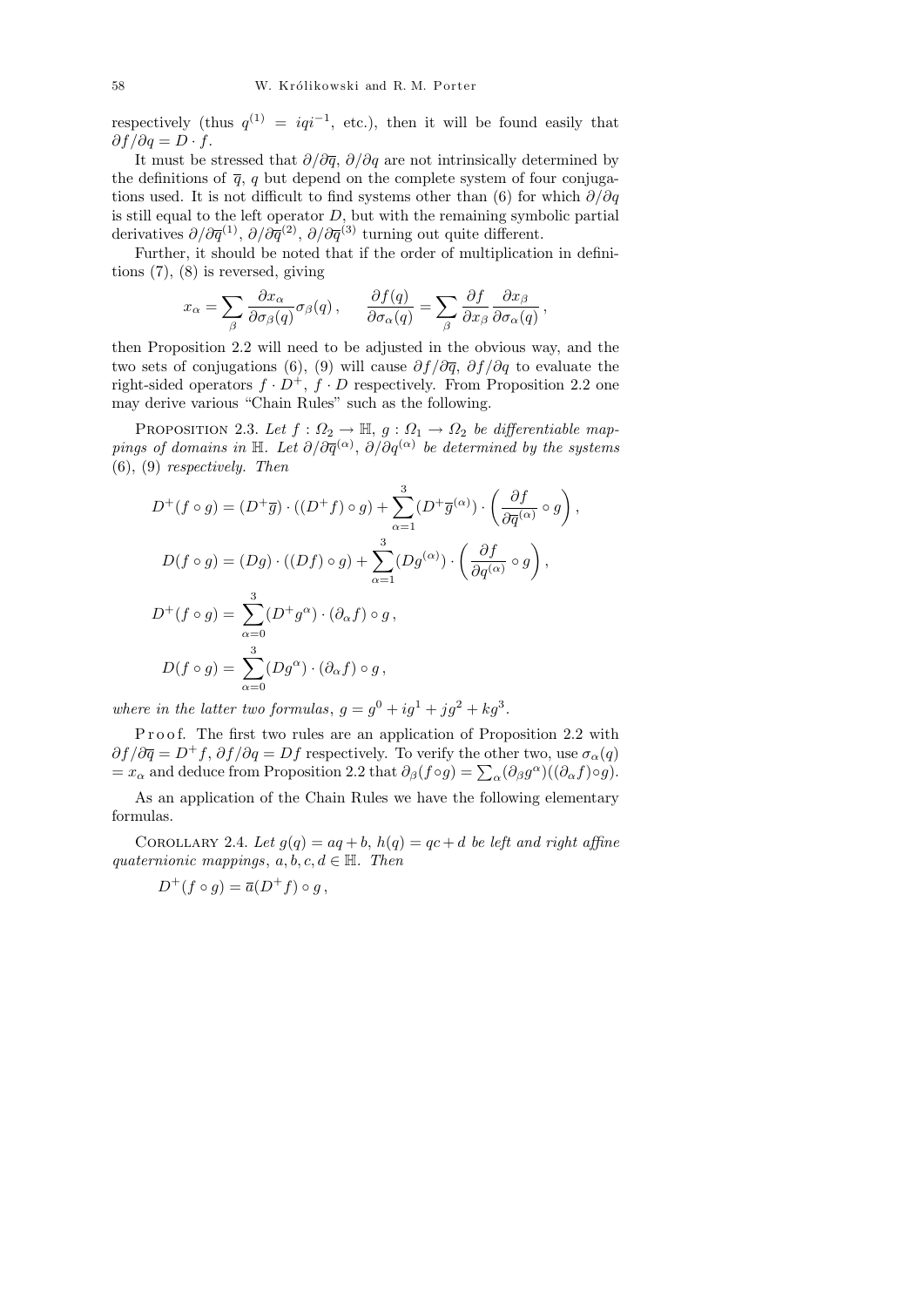respectively (thus $q^{(1)} = iqi^{-1}$, etc.), then it will be found easily that $\partial f/\partial q = D\cdot f$.

It must be stressed that $\partial/\partial\overline{q}$, $\partial/\partial q$ are not intrinsically determined by the definitions of $\overline{q}$, $q$ but depend on the complete system of four conjugations used. It is not difficult to find systems other than (6) for which $\partial/\partial q$ is still equal to the left operator $D$, but with the remaining symbolic partial derivatives $\partial/\partial\overline{q}^{(1)}$, $\partial/\partial\overline{q}^{(2)}$, $\partial/\partial\overline{q}^{(3)}$ turning out quite different.

Further, it should be noted that if the order of multiplication in definitions (7), (8) is reversed, giving

$$x_\alpha = \sum_\beta \frac{\partial x_\alpha}{\partial\sigma_\beta(q)}\sigma_\beta(q)\,, \qquad \frac{\partial f(q)}{\partial\sigma_\alpha(q)} = \sum_\beta \frac{\partial f}{\partial x_\beta}\frac{\partial x_\beta}{\partial\sigma_\alpha(q)}\,,$$

then Proposition 2.2 will need to be adjusted in the obvious way, and the two sets of conjugations (6), (9) will cause $\partial f/\partial\overline{q}$, $\partial f/\partial q$ to evaluate the right-sided operators $f\cdot D^+$, $f\cdot D$ respectively. From Proposition 2.2 one may derive various "Chain Rules" such as the following.

PROPOSITION 2.3. *Let $f:\Omega_2\to\mathbb{H}$, $g:\Omega_1\to\Omega_2$ be differentiable mappings of domains in $\mathbb{H}$. Let $\partial/\partial\overline{q}^{(\alpha)}$, $\partial/\partial q^{(\alpha)}$ be determined by the systems* (6), (9) *respectively. Then*

$$D^+(f\circ g) = (D^+\overline{g})\cdot((D^+f)\circ g) + \sum_{\alpha=1}^{3}(D^+\overline{g}^{(\alpha)})\cdot\left(\frac{\partial f}{\partial\overline{q}^{(\alpha)}}\circ g\right),$$

$$D(f\circ g) = (Dg)\cdot((Df)\circ g) + \sum_{\alpha=1}^{3}(Dg^{(\alpha)})\cdot\left(\frac{\partial f}{\partial q^{(\alpha)}}\circ g\right),$$

$$D^+(f\circ g) = \sum_{\alpha=0}^{3}(D^+g^\alpha)\cdot(\partial_\alpha f)\circ g\,,$$

$$D(f\circ g) = \sum_{\alpha=0}^{3}(Dg^\alpha)\cdot(\partial_\alpha f)\circ g\,,$$

*where in the latter two formulas*, $g = g^0 + ig^1 + jg^2 + kg^3$.

Proof. The first two rules are an application of Proposition 2.2 with $\partial f/\partial\overline{q} = D^+f$, $\partial f/\partial q = Df$ respectively. To verify the other two, use $\sigma_\alpha(q) = x_\alpha$ and deduce from Proposition 2.2 that $\partial_\beta(f\circ g) = \sum_\alpha(\partial_\beta g^\alpha)((\partial_\alpha f)\circ g)$.

As an application of the Chain Rules we have the following elementary formulas.

COROLLARY 2.4. *Let $g(q) = aq+b$, $h(q) = qc+d$ be left and right affine quaternionic mappings, $a,b,c,d\in\mathbb{H}$. Then*

$$D^+(f\circ g) = \overline{a}(D^+f)\circ g\,,$$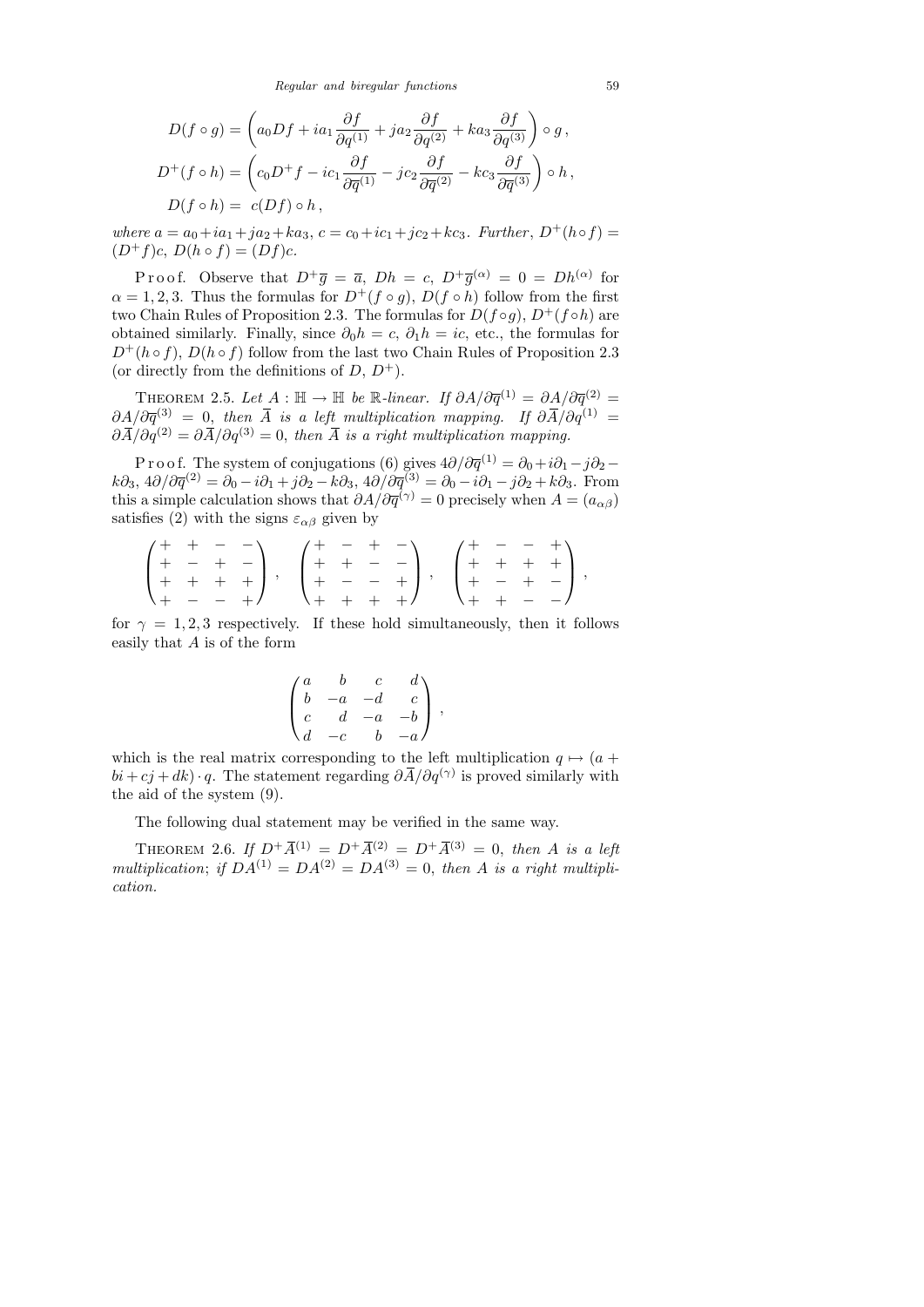$$
\begin{aligned}
D(f\circ g) &= \left(a_0 Df + ia_1\frac{\partial f}{\partial q^{(1)}} + ja_2\frac{\partial f}{\partial q^{(2)}} + ka_3\frac{\partial f}{\partial q^{(3)}}\right)\circ g\,,\\
D^+(f\circ h) &= \left(c_0 D^+ f - ic_1\frac{\partial f}{\partial \overline{q}^{(1)}} - jc_2\frac{\partial f}{\partial \overline{q}^{(2)}} - kc_3\frac{\partial f}{\partial \overline{q}^{(3)}}\right)\circ h\,,\\
D(f\circ h) &= \ c(Df)\circ h\,,
\end{aligned}
$$

*where* $a = a_0+ia_1+ja_2+ka_3$, $c = c_0+ic_1+jc_2+kc_3$. *Further*, $D^+(h\circ f) = (D^+f)c$, $D(h\circ f) = (Df)c$.

Proof. Observe that $D^+\overline{g} = \overline{a}$, $Dh = c$, $D^+\overline{g}^{(\alpha)} = 0 = Dh^{(\alpha)}$ for $\alpha = 1,2,3$. Thus the formulas for $D^+(f\circ g)$, $D(f\circ h)$ follow from the first two Chain Rules of Proposition 2.3. The formulas for $D(f\circ g)$, $D^+(f\circ h)$ are obtained similarly. Finally, since $\partial_0 h = c$, $\partial_1 h = ic$, etc., the formulas for $D^+(h\circ f)$, $D(h\circ f)$ follow from the last two Chain Rules of Proposition 2.3 (or directly from the definitions of $D$, $D^+$).

THEOREM 2.5. *Let* $A:\mathbb{H}\to\mathbb{H}$ *be* $\mathbb{R}$*-linear. If* $\partial A/\partial\overline{q}^{(1)} = \partial A/\partial\overline{q}^{(2)} = \partial A/\partial\overline{q}^{(3)} = 0$, *then* $\overline{A}$ *is a left multiplication mapping. If* $\partial\overline{A}/\partial q^{(1)} = \partial\overline{A}/\partial q^{(2)} = \partial\overline{A}/\partial q^{(3)} = 0$, *then* $\overline{A}$ *is a right multiplication mapping.*

Proof. The system of conjugations (6) gives $4\partial/\partial\overline{q}^{(1)} = \partial_0+i\partial_1-j\partial_2-k\partial_3$, $4\partial/\partial\overline{q}^{(2)} = \partial_0-i\partial_1+j\partial_2-k\partial_3$, $4\partial/\partial\overline{q}^{(3)} = \partial_0-i\partial_1-j\partial_2+k\partial_3$. From this a simple calculation shows that $\partial A/\partial\overline{q}^{(\gamma)} = 0$ precisely when $A = (a_{\alpha\beta})$ satisfies (2) with the signs $\varepsilon_{\alpha\beta}$ given by

$$
\begin{pmatrix} + & + & - & - \\ + & - & + & - \\ + & + & + & + \\ + & - & - & + \end{pmatrix},\quad
\begin{pmatrix} + & - & + & - \\ + & + & - & - \\ + & - & - & + \\ + & + & + & + \end{pmatrix},\quad
\begin{pmatrix} + & - & - & + \\ + & + & + & + \\ + & - & + & - \\ + & + & - & - \end{pmatrix},
$$

for $\gamma = 1,2,3$ respectively. If these hold simultaneously, then it follows easily that $A$ is of the form

$$
\begin{pmatrix} a & b & c & d \\ b & -a & -d & c \\ c & d & -a & -b \\ d & -c & b & -a \end{pmatrix},
$$

which is the real matrix corresponding to the left multiplication $q\mapsto(a+bi+cj+dk)\cdot q$. The statement regarding $\partial\overline{A}/\partial q^{(\gamma)}$ is proved similarly with the aid of the system (9).

The following dual statement may be verified in the same way.

THEOREM 2.6. *If* $D^+\overline{A}^{(1)} = D^+\overline{A}^{(2)} = D^+\overline{A}^{(3)} = 0$, *then* $A$ *is a left multiplication*; *if* $DA^{(1)} = DA^{(2)} = DA^{(3)} = 0$, *then* $A$ *is a right multiplication.*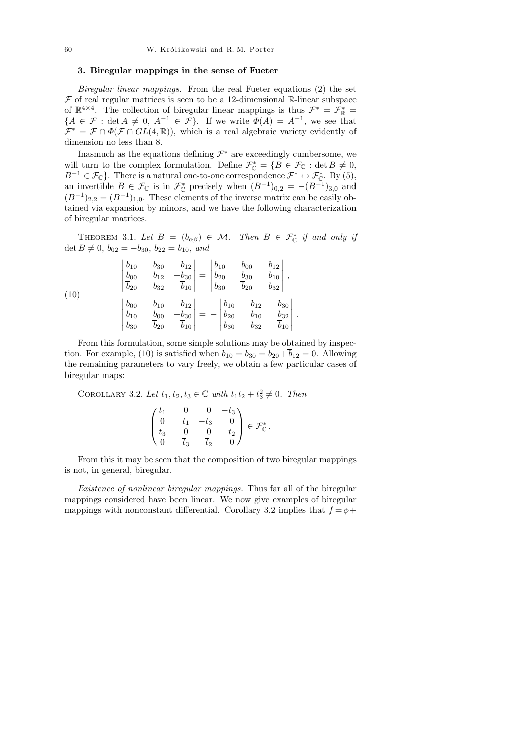### 3. Biregular mappings in the sense of Fueter

*Biregular linear mappings.* From the real Fueter equations (2) the set $\mathcal{F}$ of real regular matrices is seen to be a 12-dimensional $\mathbb{R}$-linear subspace of $\mathbb{R}^{4\times 4}$. The collection of biregular linear mappings is thus $\mathcal{F}^* = \mathcal{F}^*_{\mathbb{R}} = \{A \in \mathcal{F} : \det A \neq 0,\ A^{-1} \in \mathcal{F}\}$. If we write $\Phi(A) = A^{-1}$, we see that $\mathcal{F}^* = \mathcal{F} \cap \Phi(\mathcal{F} \cap GL(4,\mathbb{R}))$, which is a real algebraic variety evidently of dimension no less than 8.

Inasmuch as the equations defining $\mathcal{F}^*$ are exceedingly cumbersome, we will turn to the complex formulation. Define $\mathcal{F}^*_{\mathbb{C}} = \{B \in \mathcal{F}_{\mathbb{C}} : \det B \neq 0,\ B^{-1} \in \mathcal{F}_{\mathbb{C}}\}$. There is a natural one-to-one correspondence $\mathcal{F}^* \leftrightarrow \mathcal{F}^*_{\mathbb{C}}$. By (5), an invertible $B \in \mathcal{F}_{\mathbb{C}}$ is in $\mathcal{F}^*_{\mathbb{C}}$ precisely when $(B^{-1})_{0,2} = -(B^{-1})_{3,0}$ and $(B^{-1})_{2,2} = (B^{-1})_{1,0}$. These elements of the inverse matrix can be easily obtained via expansion by minors, and we have the following characterization of biregular matrices.

**Theorem 3.1.** *Let $B = (b_{\alpha\beta}) \in \mathcal{M}$. Then $B \in \mathcal{F}^*_{\mathbb{C}}$ if and only if $\det B \neq 0$, $b_{02} = -b_{30}$, $b_{22} = b_{10}$, and*

$$
\begin{gathered}
\begin{vmatrix} \overline{b}_{10} & -b_{30} & \overline{b}_{12} \\ \overline{b}_{00} & b_{12} & -\overline{b}_{30} \\ \overline{b}_{20} & b_{32} & \overline{b}_{10} \end{vmatrix} = \begin{vmatrix} b_{10} & \overline{b}_{00} & b_{12} \\ b_{20} & \overline{b}_{30} & b_{10} \\ b_{30} & \overline{b}_{20} & b_{32} \end{vmatrix}, \\
\begin{vmatrix} b_{00} & \overline{b}_{10} & \overline{b}_{12} \\ b_{10} & \overline{b}_{00} & -\overline{b}_{30} \\ b_{30} & \overline{b}_{20} & \overline{b}_{10} \end{vmatrix} = -\begin{vmatrix} b_{10} & b_{12} & -\overline{b}_{30} \\ b_{20} & b_{10} & \overline{b}_{32} \\ b_{30} & b_{32} & \overline{b}_{10} \end{vmatrix}.
\end{gathered} \tag{10}
$$

From this formulation, some simple solutions may be obtained by inspection. For example, (10) is satisfied when $b_{10} = b_{30} = b_{20} + \overline{b}_{12} = 0$. Allowing the remaining parameters to vary freely, we obtain a few particular cases of biregular maps:

**Corollary 3.2.** *Let $t_1, t_2, t_3 \in \mathbb{C}$ with $t_1 t_2 + t_3^2 \neq 0$. Then*

$$
\begin{pmatrix} t_1 & 0 & 0 & -t_3 \\ 0 & \overline{t}_1 & -\overline{t}_3 & 0 \\ t_3 & 0 & 0 & t_2 \\ 0 & \overline{t}_3 & \overline{t}_2 & 0 \end{pmatrix} \in \mathcal{F}^*_{\mathbb{C}}.
$$

From this it may be seen that the composition of two biregular mappings is not, in general, biregular.

*Existence of nonlinear biregular mappings.* Thus far all of the biregular mappings considered have been linear. We now give examples of biregular mappings with nonconstant differential. Corollary 3.2 implies that $f = \phi +$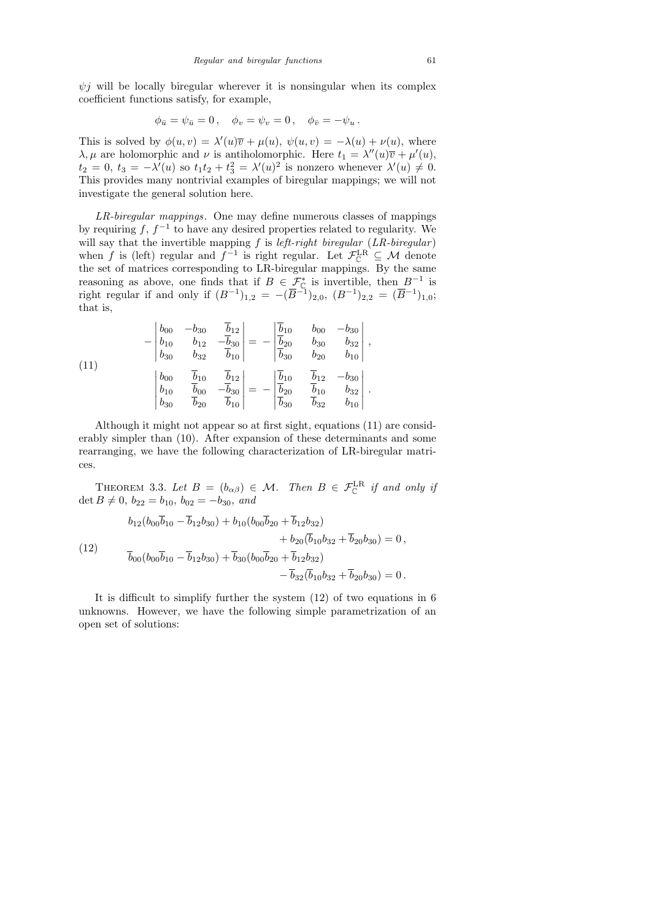$\psi j$ will be locally biregular wherever it is nonsingular when its complex coefficient functions satisfy, for example,

$$\phi_{\bar u} = \psi_{\bar u} = 0\,, \quad \phi_v = \psi_v = 0\,, \quad \phi_{\bar v} = -\psi_u\,.$$

This is solved by $\phi(u,v) = \lambda'(u)\overline{v} + \mu(u)$, $\psi(u,v) = -\lambda(u) + \nu(u)$, where $\lambda, \mu$ are holomorphic and $\nu$ is antiholomorphic. Here $t_1 = \lambda''(u)\overline{v} + \mu'(u)$, $t_2 = 0$, $t_3 = -\lambda'(u)$ so $t_1 t_2 + t_3^2 = \lambda'(u)^2$ is nonzero whenever $\lambda'(u) \neq 0$. This provides many nontrivial examples of biregular mappings; we will not investigate the general solution here.

*LR-biregular mappings*. One may define numerous classes of mappings by requiring $f$, $f^{-1}$ to have any desired properties related to regularity. We will say that the invertible mapping $f$ is *left-right biregular* (*LR-biregular*) when $f$ is (left) regular and $f^{-1}$ is right regular. Let $\mathcal{F}_{\mathbb{C}}^{\mathrm{LR}} \subseteq \mathcal{M}$ denote the set of matrices corresponding to LR-biregular mappings. By the same reasoning as above, one finds that if $B \in \mathcal{F}_{\mathbb{C}}^{*}$ is invertible, then $B^{-1}$ is right regular if and only if $(B^{-1})_{1,2} = -(\overline{B}^{-1})_{2,0}$, $(B^{-1})_{2,2} = (\overline{B}^{-1})_{1,0}$; that is,

$$(11)\qquad \begin{aligned}
-\begin{vmatrix} b_{00} & -b_{30} & \overline{b}_{12} \\ b_{10} & b_{12} & -\overline{b}_{30} \\ b_{30} & b_{32} & \overline{b}_{10} \end{vmatrix} &= -\begin{vmatrix} \overline{b}_{10} & b_{00} & -b_{30} \\ \overline{b}_{20} & b_{30} & b_{32} \\ \overline{b}_{30} & b_{20} & b_{10} \end{vmatrix}\,, \\
\begin{vmatrix} b_{00} & \overline{b}_{10} & \overline{b}_{12} \\ b_{10} & \overline{b}_{00} & -\overline{b}_{30} \\ b_{30} & \overline{b}_{20} & \overline{b}_{10} \end{vmatrix} &= -\begin{vmatrix} \overline{b}_{10} & \overline{b}_{12} & -b_{30} \\ \overline{b}_{20} & \overline{b}_{10} & b_{32} \\ \overline{b}_{30} & \overline{b}_{32} & b_{10} \end{vmatrix}\,.
\end{aligned}$$

Although it might not appear so at first sight, equations (11) are considerably simpler than (10). After expansion of these determinants and some rearranging, we have the following characterization of LR-biregular matrices.

THEOREM 3.3. *Let $B = (b_{\alpha\beta}) \in \mathcal{M}$. Then $B \in \mathcal{F}_{\mathbb{C}}^{\mathrm{LR}}$ if and only if $\det B \neq 0$, $b_{22} = b_{10}$, $b_{02} = -b_{30}$, and*

$$(12)\qquad \begin{aligned}
b_{12}(b_{00}\overline{b}_{10} - \overline{b}_{12}b_{30}) + b_{10}(b_{00}\overline{b}_{20} + \overline{b}_{12}b_{32}) \qquad\qquad & \\
+\, b_{20}(\overline{b}_{10}b_{32} + \overline{b}_{20}b_{30}) &= 0\,, \\
\overline{b}_{00}(b_{00}\overline{b}_{10} - \overline{b}_{12}b_{30}) + \overline{b}_{30}(b_{00}\overline{b}_{20} + \overline{b}_{12}b_{32}) \qquad\qquad & \\
-\, \overline{b}_{32}(\overline{b}_{10}b_{32} + \overline{b}_{20}b_{30}) &= 0\,.
\end{aligned}$$

It is difficult to simplify further the system (12) of two equations in 6 unknowns. However, we have the following simple parametrization of an open set of solutions: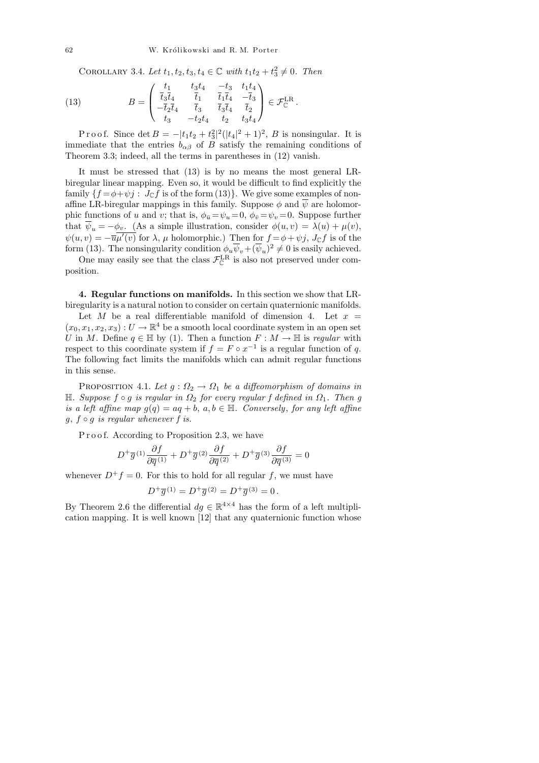Corollary 3.4. *Let $t_1, t_2, t_3, t_4 \in \mathbb{C}$ with $t_1 t_2 + t_3^2 \neq 0$. Then*

$$
B = \begin{pmatrix} t_1 & t_3 t_4 & -t_3 & t_1 t_4 \\ \overline{t}_3 \overline{t}_4 & \overline{t}_1 & \overline{t}_1 \overline{t}_4 & -\overline{t}_3 \\ -\overline{t}_2 \overline{t}_4 & \overline{t}_3 & \overline{t}_3 \overline{t}_4 & \overline{t}_2 \\ t_3 & -t_2 t_4 & t_2 & t_3 t_4 \end{pmatrix} \in \mathcal{F}_{\mathbb{C}}^{\mathrm{LR}} . \tag{13}
$$

Proof. Since $\det B = -|t_1 t_2 + t_3^2|^2 (|t_4|^2 + 1)^2$, $B$ is nonsingular. It is immediate that the entries $b_{\alpha\beta}$ of $B$ satisfy the remaining conditions of Theorem 3.3; indeed, all the terms in parentheses in (12) vanish.

It must be stressed that (13) is by no means the most general LR-biregular linear mapping. Even so, it would be difficult to find explicitly the family $\{f = \phi + \psi j : J_{\mathbb{C}} f \text{ is of the form (13)}\}$. We give some examples of non-affine LR-biregular mappings in this family. Suppose $\phi$ and $\overline{\psi}$ are holomorphic functions of $u$ and $v$; that is, $\phi_{\overline{u}} = \psi_u = 0$, $\phi_{\overline{v}} = \psi_v = 0$. Suppose further that $\overline{\psi}_u = -\phi_v$. (As a simple illustration, consider $\phi(u, v) = \lambda(u) + \mu(v)$, $\psi(u, v) = -\overline{u}\overline{\mu'(v)}$ for $\lambda$, $\mu$ holomorphic.) Then for $f = \phi + \psi j$, $J_{\mathbb{C}} f$ is of the form (13). The nonsingularity condition $\phi_u \overline{\psi}_v + (\overline{\psi}_u)^2 \neq 0$ is easily achieved.

One may easily see that the class $\mathcal{F}_{\mathbb{C}}^{\mathrm{LR}}$ is also not preserved under composition.

## 4. Regular functions on manifolds.

In this section we show that LR-biregularity is a natural notion to consider on certain quaternionic manifolds.

Let $M$ be a real differentiable manifold of dimension 4. Let $x = (x_0, x_1, x_2, x_3) : U \to \mathbb{R}^4$ be a smooth local coordinate system in an open set $U$ in $M$. Define $q \in \mathbb{H}$ by (1). Then a function $F : M \to \mathbb{H}$ is *regular* with respect to this coordinate system if $f = F \circ x^{-1}$ is a regular function of $q$. The following fact limits the manifolds which can admit regular functions in this sense.

Proposition 4.1. *Let $g : \Omega_2 \to \Omega_1$ be a diffeomorphism of domains in $\mathbb{H}$. Suppose $f \circ g$ is regular in $\Omega_2$ for every regular $f$ defined in $\Omega_1$. Then $g$ is a left affine map $g(q) = aq + b$, $a, b \in \mathbb{H}$. Conversely, for any left affine $g$, $f \circ g$ is regular whenever $f$ is.*

Proof. According to Proposition 2.3, we have

$$
D^+ \overline{g}^{(1)} \frac{\partial f}{\partial \overline{q}^{(1)}} + D^+ \overline{g}^{(2)} \frac{\partial f}{\partial \overline{q}^{(2)}} + D^+ \overline{g}^{(3)} \frac{\partial f}{\partial \overline{q}^{(3)}} = 0
$$

whenever $D^+ f = 0$. For this to hold for all regular $f$, we must have

$$
D^+ \overline{g}^{(1)} = D^+ \overline{g}^{(2)} = D^+ \overline{g}^{(3)} = 0 .
$$

By Theorem 2.6 the differential $dg \in \mathbb{R}^{4 \times 4}$ has the form of a left multiplication mapping. It is well known [12] that any quaternionic function whose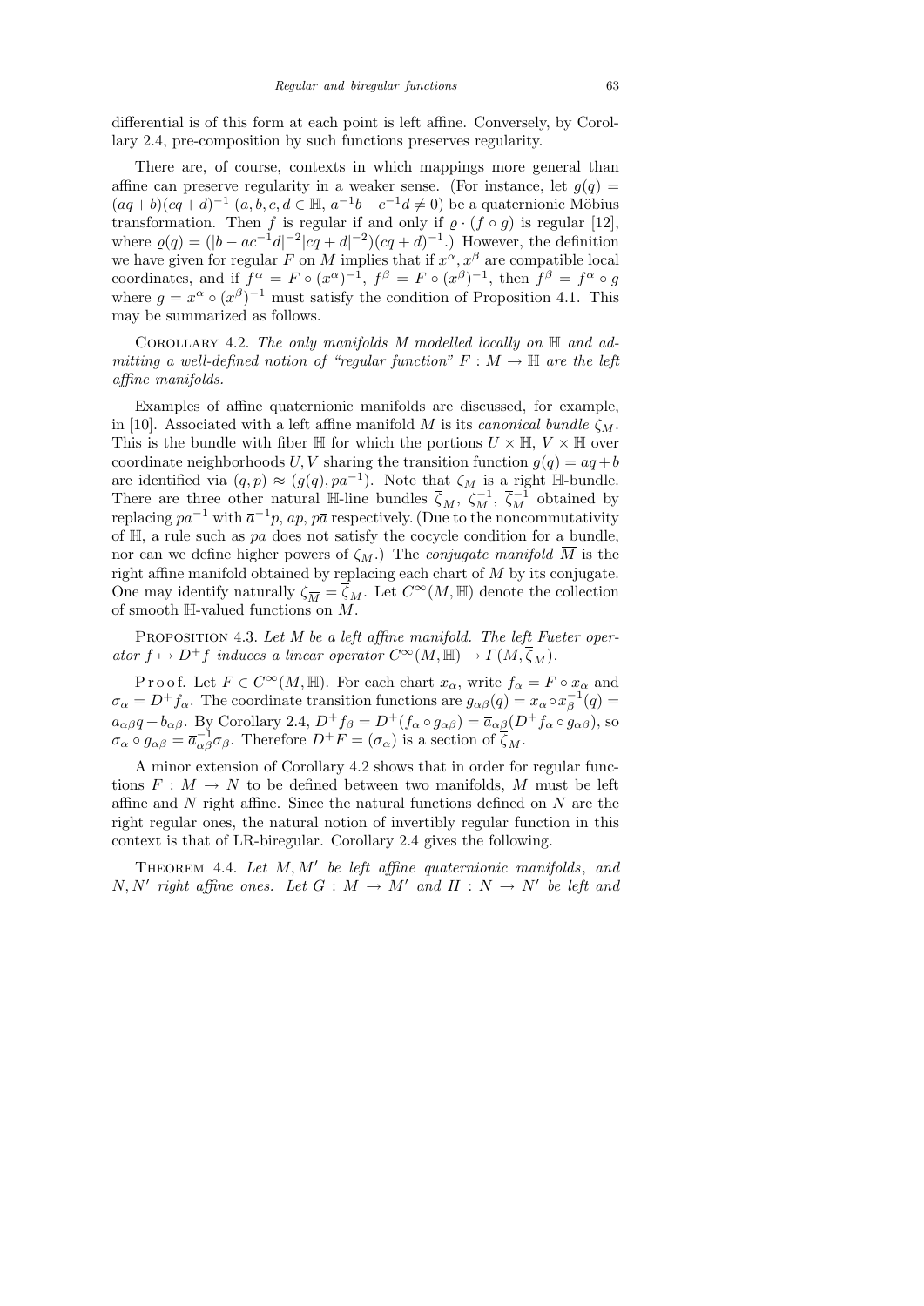differential is of this form at each point is left affine. Conversely, by Corollary 2.4, pre-composition by such functions preserves regularity.

There are, of course, contexts in which mappings more general than affine can preserve regularity in a weaker sense. (For instance, let $g(q) = (aq+b)(cq+d)^{-1}$ $(a, b, c, d \in \mathbb{H},\ a^{-1}b - c^{-1}d \neq 0)$ be a quaternionic Möbius transformation. Then $f$ is regular if and only if $\varrho \cdot (f \circ g)$ is regular [12], where $\varrho(q) = (|b - ac^{-1}d|^{-2}|cq+d|^{-2})(cq+d)^{-1}$.) However, the definition we have given for regular $F$ on $M$ implies that if $x^\alpha, x^\beta$ are compatible local coordinates, and if $f^\alpha = F \circ (x^\alpha)^{-1}$, $f^\beta = F \circ (x^\beta)^{-1}$, then $f^\beta = f^\alpha \circ g$ where $g = x^\alpha \circ (x^\beta)^{-1}$ must satisfy the condition of Proposition 4.1. This may be summarized as follows.

Corollary 4.2. *The only manifolds $M$ modelled locally on $\mathbb{H}$ and admitting a well-defined notion of "regular function" $F : M \to \mathbb{H}$ are the left affine manifolds.*

Examples of affine quaternionic manifolds are discussed, for example, in [10]. Associated with a left affine manifold $M$ is its *canonical bundle* $\zeta_M$. This is the bundle with fiber $\mathbb{H}$ for which the portions $U \times \mathbb{H}$, $V \times \mathbb{H}$ over coordinate neighborhoods $U, V$ sharing the transition function $g(q) = aq+b$ are identified via $(q, p) \approx (g(q), pa^{-1})$. Note that $\zeta_M$ is a right $\mathbb{H}$-bundle. There are three other natural $\mathbb{H}$-line bundles $\overline{\zeta}_M$, $\zeta_M^{-1}$, $\overline{\zeta}_M^{-1}$ obtained by replacing $pa^{-1}$ with $\overline{a}^{-1}p$, $ap$, $p\overline{a}$ respectively. (Due to the noncommutativity of $\mathbb{H}$, a rule such as $pa$ does not satisfy the cocycle condition for a bundle, nor can we define higher powers of $\zeta_M$.) The *conjugate manifold* $\overline{M}$ is the right affine manifold obtained by replacing each chart of $M$ by its conjugate. One may identify naturally $\zeta_{\overline{M}} = \overline{\zeta}_M$. Let $C^\infty(M, \mathbb{H})$ denote the collection of smooth $\mathbb{H}$-valued functions on $M$.

Proposition 4.3. *Let $M$ be a left affine manifold. The left Fueter operator $f \mapsto D^+ f$ induces a linear operator $C^\infty(M, \mathbb{H}) \to \Gamma(M, \overline{\zeta}_M)$.*

Proof. Let $F \in C^\infty(M, \mathbb{H})$. For each chart $x_\alpha$, write $f_\alpha = F \circ x_\alpha$ and $\sigma_\alpha = D^+ f_\alpha$. The coordinate transition functions are $g_{\alpha\beta}(q) = x_\alpha \circ x_\beta^{-1}(q) = a_{\alpha\beta} q + b_{\alpha\beta}$. By Corollary 2.4, $D^+ f_\beta = D^+(f_\alpha \circ g_{\alpha\beta}) = \overline{a}_{\alpha\beta}(D^+ f_\alpha \circ g_{\alpha\beta})$, so $\sigma_\alpha \circ g_{\alpha\beta} = \overline{a}_{\alpha\beta}^{-1} \sigma_\beta$. Therefore $D^+ F = (\sigma_\alpha)$ is a section of $\overline{\zeta}_M$.

A minor extension of Corollary 4.2 shows that in order for regular functions $F : M \to N$ to be defined between two manifolds, $M$ must be left affine and $N$ right affine. Since the natural functions defined on $N$ are the right regular ones, the natural notion of invertibly regular function in this context is that of LR-biregular. Corollary 2.4 gives the following.

Theorem 4.4. *Let $M, M'$ be left affine quaternionic manifolds, and $N, N'$ right affine ones. Let $G : M \to M'$ and $H : N \to N'$ be left and*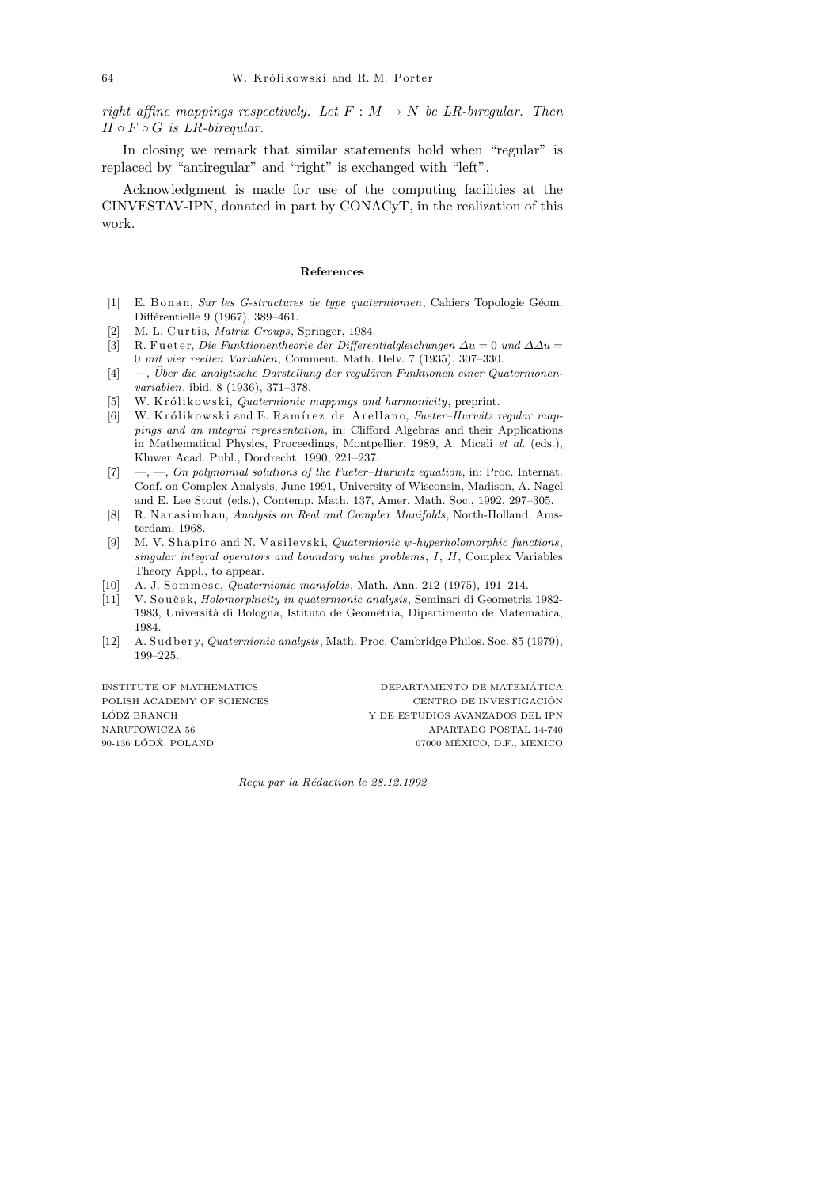*right affine mappings respectively. Let $F : M \to N$ be LR-biregular. Then $H \circ F \circ G$ is LR-biregular.*

In closing we remark that similar statements hold when "regular" is replaced by "antiregular" and "right" is exchanged with "left".

Acknowledgment is made for use of the computing facilities at the CINVESTAV-IPN, donated in part by CONACyT, in the realization of this work.

### References

[1] E. Bonan, *Sur les G-structures de type quaternionien*, Cahiers Topologie Géom. Différentielle 9 (1967), 389–461.

[2] M. L. Curtis, *Matrix Groups*, Springer, 1984.

[3] R. Fueter, *Die Funktionentheorie der Differentialgleichungen $\Delta u = 0$ und $\Delta\Delta u = 0$ mit vier reellen Variablen*, Comment. Math. Helv. 7 (1935), 307–330.

[4] —, *Über die analytische Darstellung der regulären Funktionen einer Quaternionenvariablen*, ibid. 8 (1936), 371–378.

[5] W. Królikowski, *Quaternionic mappings and harmonicity*, preprint.

[6] W. Królikowski and E. Ramírez de Arellano, *Fueter–Hurwitz regular mappings and an integral representation*, in: Clifford Algebras and their Applications in Mathematical Physics, Proceedings, Montpellier, 1989, A. Micali *et al.* (eds.), Kluwer Acad. Publ., Dordrecht, 1990, 221–237.

[7] —, —, *On polynomial solutions of the Fueter–Hurwitz equation*, in: Proc. Internat. Conf. on Complex Analysis, June 1991, University of Wisconsin, Madison, A. Nagel and E. Lee Stout (eds.), Contemp. Math. 137, Amer. Math. Soc., 1992, 297–305.

[8] R. Narasimhan, *Analysis on Real and Complex Manifolds*, North-Holland, Amsterdam, 1968.

[9] M. V. Shapiro and N. Vasilevski, *Quaternionic $\psi$-hyperholomorphic functions, singular integral operators and boundary value problems, I, II*, Complex Variables Theory Appl., to appear.

[10] A. J. Sommese, *Quaternionic manifolds*, Math. Ann. 212 (1975), 191–214.

[11] V. Souček, *Holomorphicity in quaternionic analysis*, Seminari di Geometria 1982-1983, Università di Bologna, Istituto de Geometria, Dipartimento de Matematica, 1984.

[12] A. Sudbery, *Quaternionic analysis*, Math. Proc. Cambridge Philos. Soc. 85 (1979), 199–225.

INSTITUTE OF MATHEMATICS
POLISH ACADEMY OF SCIENCES
ŁÓDŹ BRANCH
NARUTOWICZA 56
90-136 ŁÓDŹ, POLAND

DEPARTAMENTO DE MATEMÁTICA
CENTRO DE INVESTIGACIÓN
Y DE ESTUDIOS AVANZADOS DEL IPN
APARTADO POSTAL 14-740
07000 MÉXICO, D.F., MEXICO

*Reçu par la Rédaction le 28.12.1992*